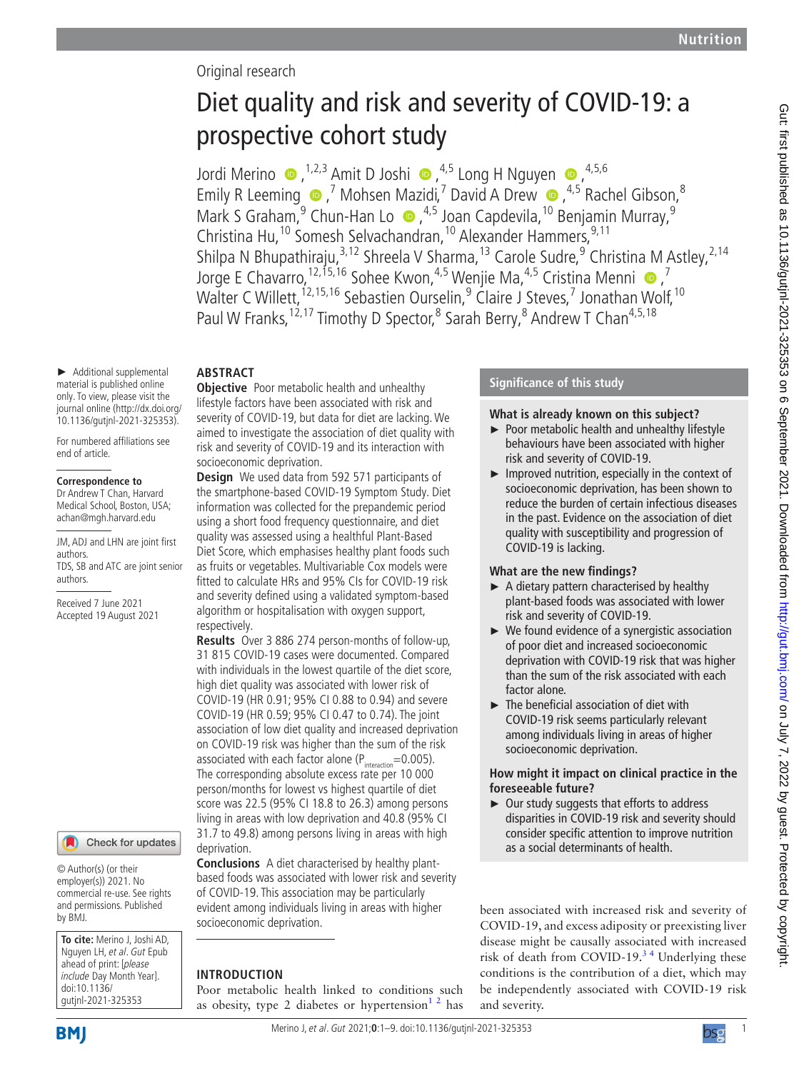Original research

# Diet quality and risk and severity of COVID-19: a prospective cohort study

Jordi Merino,[1,2,3] Amit D Joshi,[4,5] Long H Nguyen,[4,5,6] Emily R Leeming,[7] Mohsen Mazidi,[7] David A Drew,[4,5] Rachel Gibson,[8] Mark S Graham,[9] Chun-Han Lo,[4,5] Joan Capdevila,[10] Benjamin Murray,[9] Christina Hu,[10] Somesh Selvachandran,[10] Alexander Hammers,[9,11] Shilpa N Bhupathiraju,[3,12] Shreela V Sharma,[13] Carole Sudre,[9] Christina M Astley,[2,14] Jorge E Chavarro,[12,15,16] Sohee Kwon,[4,5] Wenjie Ma,[4,5] Cristina Menni,[7] Walter C Willett,[12,15,16] Sebastien Ourselin,[9] Claire J Steves,[7] Jonathan Wolf,[10] Paul W Franks,[12,17] Timothy D Spector,[8] Sarah Berry,[8] Andrew T Chan[4,5,18]

► Additional supplemental material is published online only. To view, please visit the journal online (http://dx.doi.org/10.1136/gutjnl-2021-325353).

For numbered affiliations see end of article.

**Correspondence to**
Dr Andrew T Chan, Harvard Medical School, Boston, USA; achan@mgh.harvard.edu

JM, ADJ and LHN are joint first authors.
TDS, SB and ATC are joint senior authors.

Received 7 June 2021
Accepted 19 August 2021

© Author(s) (or their employer(s)) 2021. No commercial re-use. See rights and permissions. Published by BMJ.

**To cite:** Merino J, Joshi AD, Nguyen LH, *et al*. *Gut* Epub ahead of print: [*please include* Day Month Year]. doi:10.1136/gutjnl-2021-325353

## ABSTRACT

**Objective** Poor metabolic health and unhealthy lifestyle factors have been associated with risk and severity of COVID-19, but data for diet are lacking. We aimed to investigate the association of diet quality with risk and severity of COVID-19 and its interaction with socioeconomic deprivation.

**Design** We used data from 592 571 participants of the smartphone-based COVID-19 Symptom Study. Diet information was collected for the prepandemic period using a short food frequency questionnaire, and diet quality was assessed using a healthful Plant-Based Diet Score, which emphasises healthy plant foods such as fruits or vegetables. Multivariable Cox models were fitted to calculate HRs and 95% CIs for COVID-19 risk and severity defined using a validated symptom-based algorithm or hospitalisation with oxygen support, respectively.

**Results** Over 3 886 274 person-months of follow-up, 31 815 COVID-19 cases were documented. Compared with individuals in the lowest quartile of the diet score, high diet quality was associated with lower risk of COVID-19 (HR 0.91; 95% CI 0.88 to 0.94) and severe COVID-19 (HR 0.59; 95% CI 0.47 to 0.74). The joint association of low diet quality and increased deprivation on COVID-19 risk was higher than the sum of the risk associated with each factor alone ($P_{interaction}$=0.005). The corresponding absolute excess rate per 10 000 person/months for lowest vs highest quartile of diet score was 22.5 (95% CI 18.8 to 26.3) among persons living in areas with low deprivation and 40.8 (95% CI 31.7 to 49.8) among persons living in areas with high deprivation.

**Conclusions** A diet characterised by healthy plant-based foods was associated with lower risk and severity of COVID-19. This association may be particularly evident among individuals living in areas with higher socioeconomic deprivation.

## Significance of this study

### What is already known on this subject?

- Poor metabolic health and unhealthy lifestyle behaviours have been associated with higher risk and severity of COVID-19.
- Improved nutrition, especially in the context of socioeconomic deprivation, has been shown to reduce the burden of certain infectious diseases in the past. Evidence on the association of diet quality with susceptibility and progression of COVID-19 is lacking.

### What are the new findings?

- A dietary pattern characterised by healthy plant-based foods was associated with lower risk and severity of COVID-19.
- We found evidence of a synergistic association of poor diet and increased socioeconomic deprivation with COVID-19 risk that was higher than the sum of the risk associated with each factor alone.
- The beneficial association of diet with COVID-19 risk seems particularly relevant among individuals living in areas of higher socioeconomic deprivation.

### How might it impact on clinical practice in the foreseeable future?

- Our study suggests that efforts to address disparities in COVID-19 risk and severity should consider specific attention to improve nutrition as a social determinants of health.

## INTRODUCTION

Poor metabolic health linked to conditions such as obesity, type 2 diabetes or hypertension[1,2] has been associated with increased risk and severity of COVID-19, and excess adiposity or preexisting liver disease might be causally associated with increased risk of death from COVID-19.[3,4] Underlying these conditions is the contribution of a diet, which may be independently associated with COVID-19 risk and severity.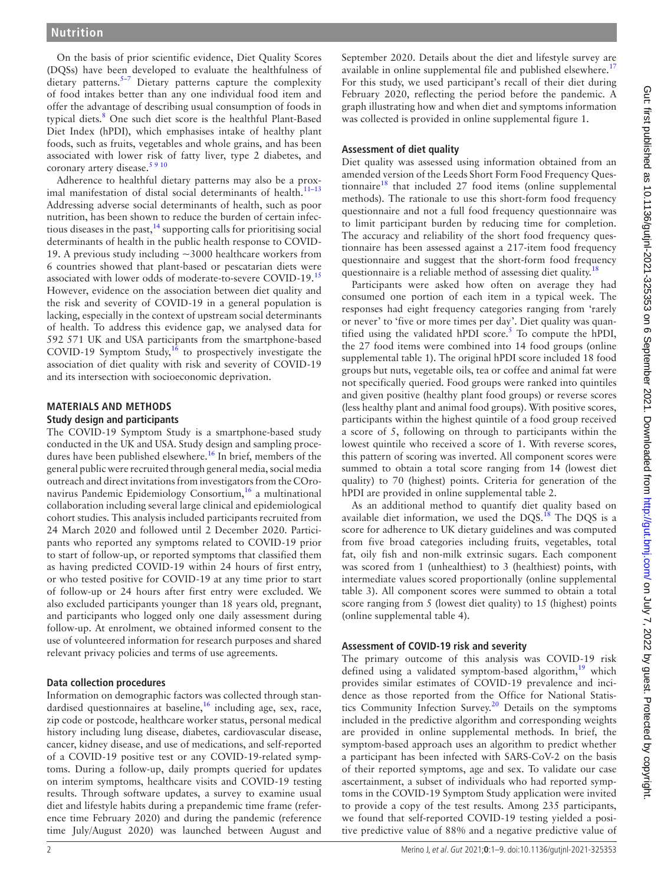On the basis of prior scientific evidence, Diet Quality Scores (DQSs) have been developed to evaluate the healthfulness of dietary patterns.[5–7] Dietary patterns capture the complexity of food intakes better than any one individual food item and offer the advantage of describing usual consumption of foods in typical diets.[8] One such diet score is the healthful Plant-Based Diet Index (hPDI), which emphasises intake of healthy plant foods, such as fruits, vegetables and whole grains, and has been associated with lower risk of fatty liver, type 2 diabetes, and coronary artery disease.[5 9 10]

Adherence to healthful dietary patterns may also be a proximal manifestation of distal social determinants of health.[11–13] Addressing adverse social determinants of health, such as poor nutrition, has been shown to reduce the burden of certain infectious diseases in the past,[14] supporting calls for prioritising social determinants of health in the public health response to COVID-19. A previous study including ~3000 healthcare workers from 6 countries showed that plant-based or pescatarian diets were associated with lower odds of moderate-to-severe COVID-19.[15] However, evidence on the association between diet quality and the risk and severity of COVID-19 in a general population is lacking, especially in the context of upstream social determinants of health. To address this evidence gap, we analysed data for 592 571 UK and USA participants from the smartphone-based COVID-19 Symptom Study,[16] to prospectively investigate the association of diet quality with risk and severity of COVID-19 and its intersection with socioeconomic deprivation.

## MATERIALS AND METHODS

### Study design and participants

The COVID-19 Symptom Study is a smartphone-based study conducted in the UK and USA. Study design and sampling procedures have been published elsewhere.[16] In brief, members of the general public were recruited through general media, social media outreach and direct invitations from investigators from the COronavirus Pandemic Epidemiology Consortium,[16] a multinational collaboration including several large clinical and epidemiological cohort studies. This analysis included participants recruited from 24 March 2020 and followed until 2 December 2020. Participants who reported any symptoms related to COVID-19 prior to start of follow-up, or reported symptoms that classified them as having predicted COVID-19 within 24 hours of first entry, or who tested positive for COVID-19 at any time prior to start of follow-up or 24 hours after first entry were excluded. We also excluded participants younger than 18 years old, pregnant, and participants who logged only one daily assessment during follow-up. At enrolment, we obtained informed consent to the use of volunteered information for research purposes and shared relevant privacy policies and terms of use agreements.

### Data collection procedures

Information on demographic factors was collected through standardised questionnaires at baseline,[16] including age, sex, race, zip code or postcode, healthcare worker status, personal medical history including lung disease, diabetes, cardiovascular disease, cancer, kidney disease, and use of medications, and self-reported of a COVID-19 positive test or any COVID-19-related symptoms. During a follow-up, daily prompts queried for updates on interim symptoms, healthcare visits and COVID-19 testing results. Through software updates, a survey to examine usual diet and lifestyle habits during a prepandemic time frame (reference time February 2020) and during the pandemic (reference time July/August 2020) was launched between August and September 2020. Details about the diet and lifestyle survey are available in online supplemental file and published elsewhere.[17] For this study, we used participant's recall of their diet during February 2020, reflecting the period before the pandemic. A graph illustrating how and when diet and symptoms information was collected is provided in online supplemental figure 1.

### Assessment of diet quality

Diet quality was assessed using information obtained from an amended version of the Leeds Short Form Food Frequency Questionnaire[18] that included 27 food items (online supplemental methods). The rationale to use this short-form food frequency questionnaire and not a full food frequency questionnaire was to limit participant burden by reducing time for completion. The accuracy and reliability of the short food frequency questionnaire has been assessed against a 217-item food frequency questionnaire and suggest that the short-form food frequency questionnaire is a reliable method of assessing diet quality.[18]

Participants were asked how often on average they had consumed one portion of each item in a typical week. The responses had eight frequency categories ranging from 'rarely or never' to 'five or more times per day'. Diet quality was quantified using the validated hPDI score.[5] To compute the hPDI, the 27 food items were combined into 14 food groups (online supplemental table 1). The original hPDI score included 18 food groups but nuts, vegetable oils, tea or coffee and animal fat were not specifically queried. Food groups were ranked into quintiles and given positive (healthy plant food groups) or reverse scores (less healthy plant and animal food groups). With positive scores, participants within the highest quintile of a food group received a score of 5, following on through to participants within the lowest quintile who received a score of 1. With reverse scores, this pattern of scoring was inverted. All component scores were summed to obtain a total score ranging from 14 (lowest diet quality) to 70 (highest) points. Criteria for generation of the hPDI are provided in online supplemental table 2.

As an additional method to quantify diet quality based on available diet information, we used the DQS.[18] The DQS is a score for adherence to UK dietary guidelines and was computed from five broad categories including fruits, vegetables, total fat, oily fish and non-milk extrinsic sugars. Each component was scored from 1 (unhealthiest) to 3 (healthiest) points, with intermediate values scored proportionally (online supplemental table 3). All component scores were summed to obtain a total score ranging from 5 (lowest diet quality) to 15 (highest) points (online supplemental table 4).

### Assessment of COVID-19 risk and severity

The primary outcome of this analysis was COVID-19 risk defined using a validated symptom-based algorithm,[19] which provides similar estimates of COVID-19 prevalence and incidence as those reported from the Office for National Statistics Community Infection Survey.[20] Details on the symptoms included in the predictive algorithm and corresponding weights are provided in online supplemental methods. In brief, the symptom-based approach uses an algorithm to predict whether a participant has been infected with SARS-CoV-2 on the basis of their reported symptoms, age and sex. To validate our case ascertainment, a subset of individuals who had reported symptoms in the COVID-19 Symptom Study application were invited to provide a copy of the test results. Among 235 participants, we found that self-reported COVID-19 testing yielded a positive predictive value of 88% and a negative predictive value of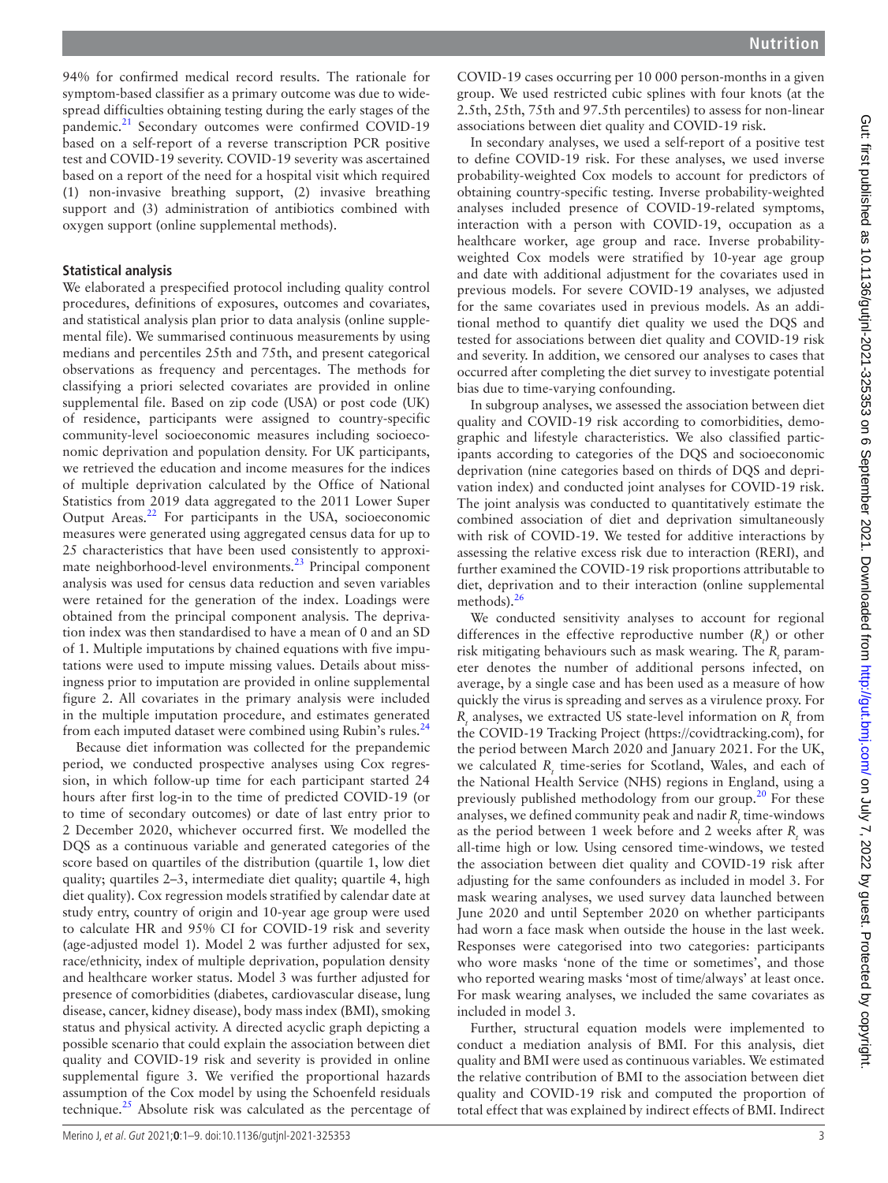94% for confirmed medical record results. The rationale for symptom-based classifier as a primary outcome was due to widespread difficulties obtaining testing during the early stages of the pandemic.[21] Secondary outcomes were confirmed COVID-19 based on a self-report of a reverse transcription PCR positive test and COVID-19 severity. COVID-19 severity was ascertained based on a report of the need for a hospital visit which required (1) non-invasive breathing support, (2) invasive breathing support and (3) administration of antibiotics combined with oxygen support (online supplemental methods).

## Statistical analysis

We elaborated a prespecified protocol including quality control procedures, definitions of exposures, outcomes and covariates, and statistical analysis plan prior to data analysis (online supplemental file). We summarised continuous measurements by using medians and percentiles 25th and 75th, and present categorical observations as frequency and percentages. The methods for classifying a priori selected covariates are provided in online supplemental file. Based on zip code (USA) or post code (UK) of residence, participants were assigned to country-specific community-level socioeconomic measures including socioeconomic deprivation and population density. For UK participants, we retrieved the education and income measures for the indices of multiple deprivation calculated by the Office of National Statistics from 2019 data aggregated to the 2011 Lower Super Output Areas.[22] For participants in the USA, socioeconomic measures were generated using aggregated census data for up to 25 characteristics that have been used consistently to approximate neighborhood-level environments.[23] Principal component analysis was used for census data reduction and seven variables were retained for the generation of the index. Loadings were obtained from the principal component analysis. The deprivation index was then standardised to have a mean of 0 and an SD of 1. Multiple imputations by chained equations with five imputations were used to impute missing values. Details about missingness prior to imputation are provided in online supplemental figure 2. All covariates in the primary analysis were included in the multiple imputation procedure, and estimates generated from each imputed dataset were combined using Rubin's rules.[24]

Because diet information was collected for the prepandemic period, we conducted prospective analyses using Cox regression, in which follow-up time for each participant started 24 hours after first log-in to the time of predicted COVID-19 (or to time of secondary outcomes) or date of last entry prior to 2 December 2020, whichever occurred first. We modelled the DQS as a continuous variable and generated categories of the score based on quartiles of the distribution (quartile 1, low diet quality; quartiles 2–3, intermediate diet quality; quartile 4, high diet quality). Cox regression models stratified by calendar date at study entry, country of origin and 10-year age group were used to calculate HR and 95% CI for COVID-19 risk and severity (age-adjusted model 1). Model 2 was further adjusted for sex, race/ethnicity, index of multiple deprivation, population density and healthcare worker status. Model 3 was further adjusted for presence of comorbidities (diabetes, cardiovascular disease, lung disease, cancer, kidney disease), body mass index (BMI), smoking status and physical activity. A directed acyclic graph depicting a possible scenario that could explain the association between diet quality and COVID-19 risk and severity is provided in online supplemental figure 3. We verified the proportional hazards assumption of the Cox model by using the Schoenfeld residuals technique.[25] Absolute risk was calculated as the percentage of COVID-19 cases occurring per 10 000 person-months in a given group. We used restricted cubic splines with four knots (at the 2.5th, 25th, 75th and 97.5th percentiles) to assess for non-linear associations between diet quality and COVID-19 risk.

In secondary analyses, we used a self-report of a positive test to define COVID-19 risk. For these analyses, we used inverse probability-weighted Cox models to account for predictors of obtaining country-specific testing. Inverse probability-weighted analyses included presence of COVID-19-related symptoms, interaction with a person with COVID-19, occupation as a healthcare worker, age group and race. Inverse probability-weighted Cox models were stratified by 10-year age group and date with additional adjustment for the covariates used in previous models. For severe COVID-19 analyses, we adjusted for the same covariates used in previous models. As an additional method to quantify diet quality we used the DQS and tested for associations between diet quality and COVID-19 risk and severity. In addition, we censored our analyses to cases that occurred after completing the diet survey to investigate potential bias due to time-varying confounding.

In subgroup analyses, we assessed the association between diet quality and COVID-19 risk according to comorbidities, demographic and lifestyle characteristics. We also classified participants according to categories of the DQS and socioeconomic deprivation (nine categories based on thirds of DQS and deprivation index) and conducted joint analyses for COVID-19 risk. The joint analysis was conducted to quantitatively estimate the combined association of diet and deprivation simultaneously with risk of COVID-19. We tested for additive interactions by assessing the relative excess risk due to interaction (RERI), and further examined the COVID-19 risk proportions attributable to diet, deprivation and to their interaction (online supplemental methods).[26]

We conducted sensitivity analyses to account for regional differences in the effective reproductive number ($R_t$) or other risk mitigating behaviours such as mask wearing. The $R_t$ parameter denotes the number of additional persons infected, on average, by a single case and has been used as a measure of how quickly the virus is spreading and serves as a virulence proxy. For $R_t$ analyses, we extracted US state-level information on $R_t$ from the COVID-19 Tracking Project (https://covidtracking.com), for the period between March 2020 and January 2021. For the UK, we calculated $R_t$ time-series for Scotland, Wales, and each of the National Health Service (NHS) regions in England, using a previously published methodology from our group.[20] For these analyses, we defined community peak and nadir $R_t$ time-windows as the period between 1 week before and 2 weeks after $R_t$ was all-time high or low. Using censored time-windows, we tested the association between diet quality and COVID-19 risk after adjusting for the same confounders as included in model 3. For mask wearing analyses, we used survey data launched between June 2020 and until September 2020 on whether participants had worn a face mask when outside the house in the last week. Responses were categorised into two categories: participants who wore masks 'none of the time or sometimes', and those who reported wearing masks 'most of time/always' at least once. For mask wearing analyses, we included the same covariates as included in model 3.

Further, structural equation models were implemented to conduct a mediation analysis of BMI. For this analysis, diet quality and BMI were used as continuous variables. We estimated the relative contribution of BMI to the association between diet quality and COVID-19 risk and computed the proportion of total effect that was explained by indirect effects of BMI. Indirect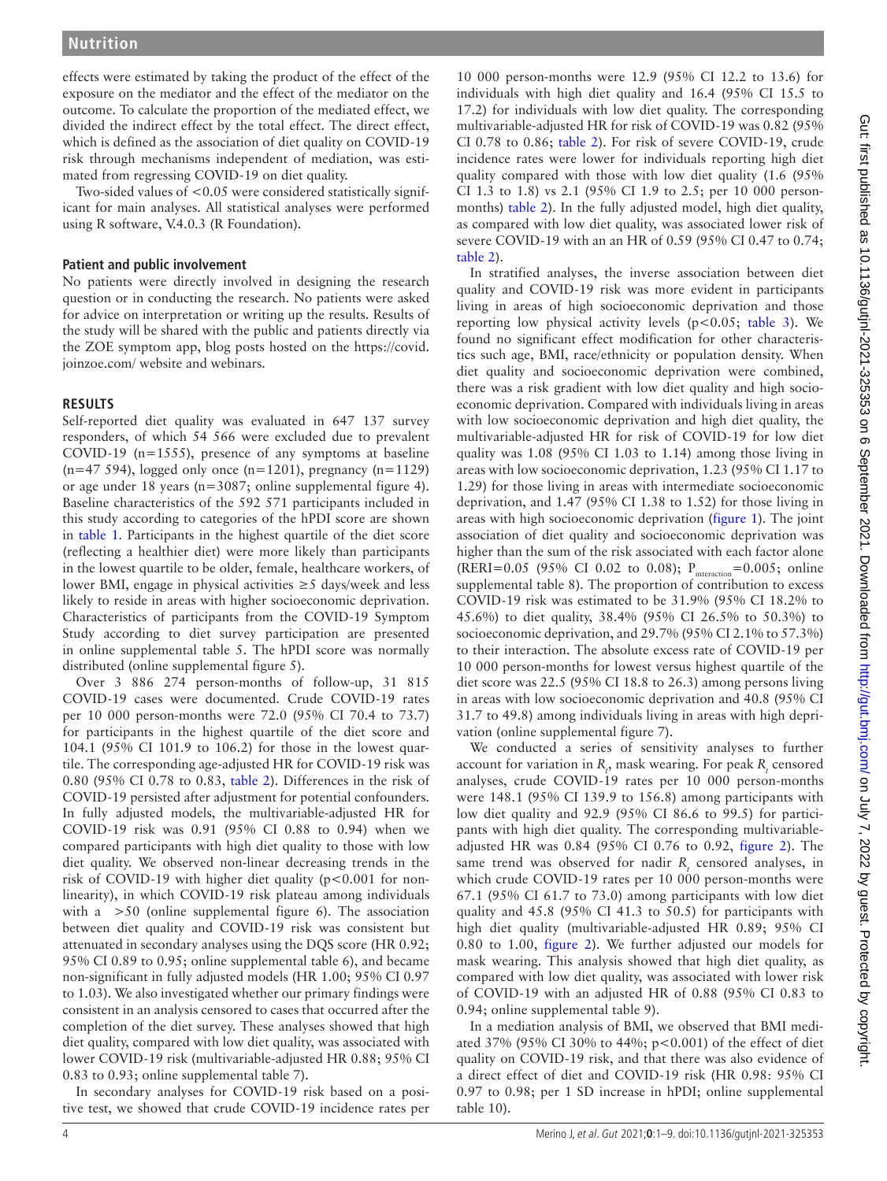effects were estimated by taking the product of the effect of the exposure on the mediator and the effect of the mediator on the outcome. To calculate the proportion of the mediated effect, we divided the indirect effect by the total effect. The direct effect, which is defined as the association of diet quality on COVID-19 risk through mechanisms independent of mediation, was estimated from regressing COVID-19 on diet quality.

Two-sided values of <0.05 were considered statistically significant for main analyses. All statistical analyses were performed using R software, V.4.0.3 (R Foundation).

### Patient and public involvement

No patients were directly involved in designing the research question or in conducting the research. No patients were asked for advice on interpretation or writing up the results. Results of the study will be shared with the public and patients directly via the ZOE symptom app, blog posts hosted on the https://covid.joinzoe.com/ website and webinars.

## RESULTS

Self-reported diet quality was evaluated in 647 137 survey responders, of which 54 566 were excluded due to prevalent COVID-19 (n=1555), presence of any symptoms at baseline (n=47 594), logged only once (n=1201), pregnancy (n=1129) or age under 18 years (n=3087; online supplemental figure 4). Baseline characteristics of the 592 571 participants included in this study according to categories of the hPDI score are shown in table 1. Participants in the highest quartile of the diet score (reflecting a healthier diet) were more likely than participants in the lowest quartile to be older, female, healthcare workers, of lower BMI, engage in physical activities ≥5 days/week and less likely to reside in areas with higher socioeconomic deprivation. Characteristics of participants from the COVID-19 Symptom Study according to diet survey participation are presented in online supplemental table 5. The hPDI score was normally distributed (online supplemental figure 5).

Over 3 886 274 person-months of follow-up, 31 815 COVID-19 cases were documented. Crude COVID-19 rates per 10 000 person-months were 72.0 (95% CI 70.4 to 73.7) for participants in the highest quartile of the diet score and 104.1 (95% CI 101.9 to 106.2) for those in the lowest quartile. The corresponding age-adjusted HR for COVID-19 risk was 0.80 (95% CI 0.78 to 0.83, table 2). Differences in the risk of COVID-19 persisted after adjustment for potential confounders. In fully adjusted models, the multivariable-adjusted HR for COVID-19 risk was 0.91 (95% CI 0.88 to 0.94) when we compared participants with high diet quality to those with low diet quality. We observed non-linear decreasing trends in the risk of COVID-19 with higher diet quality (p<0.001 for non-linearity), in which COVID-19 risk plateau among individuals with a >50 (online supplemental figure 6). The association between diet quality and COVID-19 risk was consistent but attenuated in secondary analyses using the DQS score (HR 0.92; 95% CI 0.89 to 0.95; online supplemental table 6), and became non-significant in fully adjusted models (HR 1.00; 95% CI 0.97 to 1.03). We also investigated whether our primary findings were consistent in an analysis censored to cases that occurred after the completion of the diet survey. These analyses showed that high diet quality, compared with low diet quality, was associated with lower COVID-19 risk (multivariable-adjusted HR 0.88; 95% CI 0.83 to 0.93; online supplemental table 7).

In secondary analyses for COVID-19 risk based on a positive test, we showed that crude COVID-19 incidence rates per 10 000 person-months were 12.9 (95% CI 12.2 to 13.6) for individuals with high diet quality and 16.4 (95% CI 15.5 to 17.2) for individuals with low diet quality. The corresponding multivariable-adjusted HR for risk of COVID-19 was 0.82 (95% CI 0.78 to 0.86; table 2). For risk of severe COVID-19, crude incidence rates were lower for individuals reporting high diet quality compared with those with low diet quality (1.6 (95% CI 1.3 to 1.8) vs 2.1 (95% CI 1.9 to 2.5; per 10 000 person-months) table 2). In the fully adjusted model, high diet quality, as compared with low diet quality, was associated lower risk of severe COVID-19 with an an HR of 0.59 (95% CI 0.47 to 0.74; table 2).

In stratified analyses, the inverse association between diet quality and COVID-19 risk was more evident in participants living in areas of high socioeconomic deprivation and those reporting low physical activity levels (p<0.05; table 3). We found no significant effect modification for other characteristics such age, BMI, race/ethnicity or population density. When diet quality and socioeconomic deprivation were combined, there was a risk gradient with low diet quality and high socioeconomic deprivation. Compared with individuals living in areas with low socioeconomic deprivation and high diet quality, the multivariable-adjusted HR for risk of COVID-19 for low diet quality was 1.08 (95% CI 1.03 to 1.14) among those living in areas with low socioeconomic deprivation, 1.23 (95% CI 1.17 to 1.29) for those living in areas with intermediate socioeconomic deprivation, and 1.47 (95% CI 1.38 to 1.52) for those living in areas with high socioeconomic deprivation (figure 1). The joint association of diet quality and socioeconomic deprivation was higher than the sum of the risk associated with each factor alone (RERI=0.05 (95% CI 0.02 to 0.08); $P_{interaction}$=0.005; online supplemental table 8). The proportion of contribution to excess COVID-19 risk was estimated to be 31.9% (95% CI 18.2% to 45.6%) to diet quality, 38.4% (95% CI 26.5% to 50.3%) to socioeconomic deprivation, and 29.7% (95% CI 2.1% to 57.3%) to their interaction. The absolute excess rate of COVID-19 per 10 000 person-months for lowest versus highest quartile of the diet score was 22.5 (95% CI 18.8 to 26.3) among persons living in areas with low socioeconomic deprivation and 40.8 (95% CI 31.7 to 49.8) among individuals living in areas with high deprivation (online supplemental figure 7).

We conducted a series of sensitivity analyses to further account for variation in $R_t$, mask wearing. For peak $R_t$ censored analyses, crude COVID-19 rates per 10 000 person-months were 148.1 (95% CI 139.9 to 156.8) among participants with low diet quality and 92.9 (95% CI 86.6 to 99.5) for participants with high diet quality. The corresponding multivariable-adjusted HR was 0.84 (95% CI 0.76 to 0.92, figure 2). The same trend was observed for nadir $R_t$ censored analyses, in which crude COVID-19 rates per 10 000 person-months were 67.1 (95% CI 61.7 to 73.0) among participants with low diet quality and 45.8 (95% CI 41.3 to 50.5) for participants with high diet quality (multivariable-adjusted HR 0.89; 95% CI 0.80 to 1.00, figure 2). We further adjusted our models for mask wearing. This analysis showed that high diet quality, as compared with low diet quality, was associated with lower risk of COVID-19 with an adjusted HR of 0.88 (95% CI 0.83 to 0.94; online supplemental table 9).

In a mediation analysis of BMI, we observed that BMI mediated 37% (95% CI 30% to 44%; p<0.001) of the effect of diet quality on COVID-19 risk, and that there was also evidence of a direct effect of diet and COVID-19 risk (HR 0.98: 95% CI 0.97 to 0.98; per 1 SD increase in hPDI; online supplemental table 10).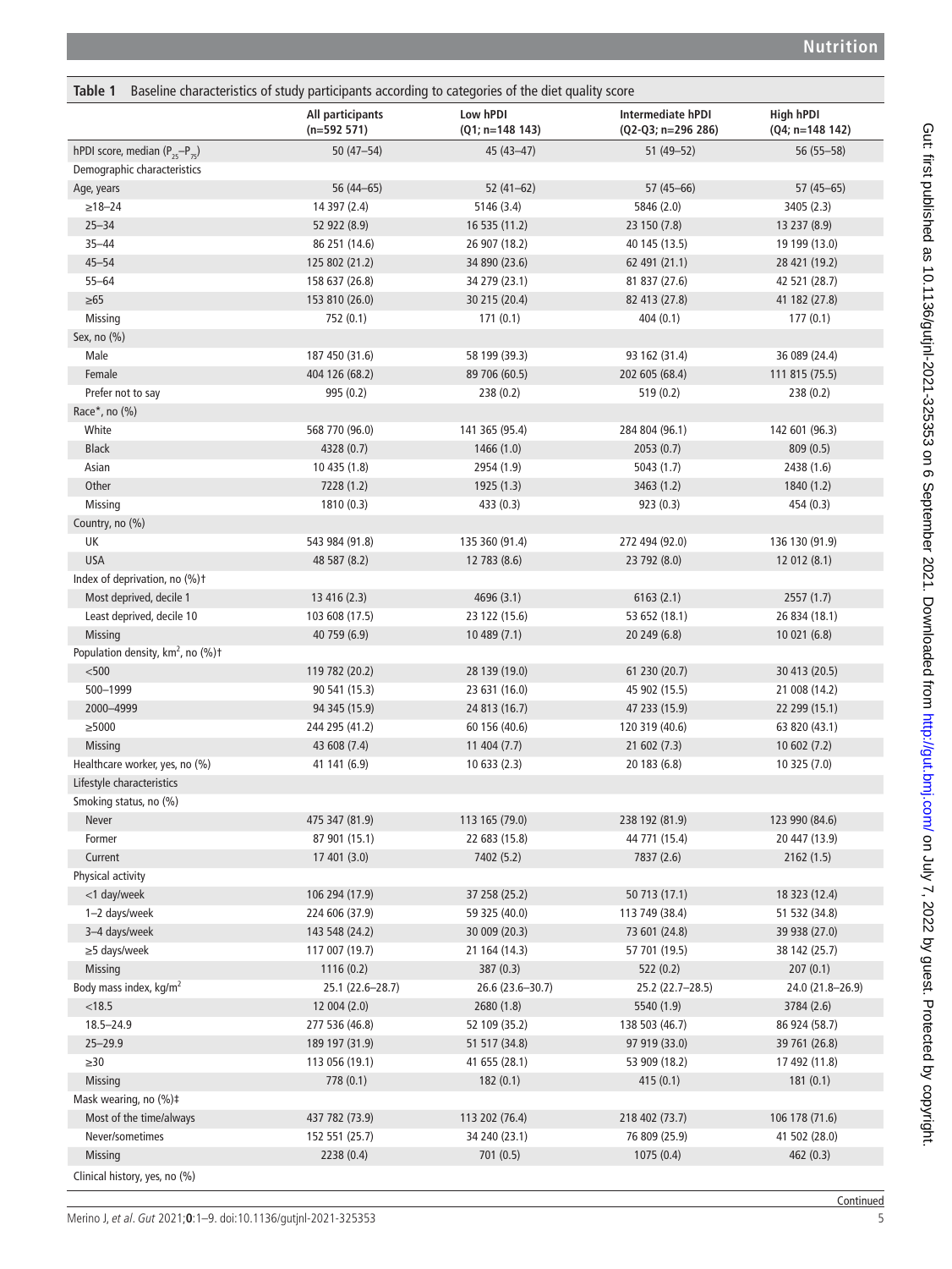**Table 1** Baseline characteristics of study participants according to categories of the diet quality score

| | All participants (n=592 571) | Low hPDI (Q1; n=148 143) | Intermediate hPDI (Q2-Q3; n=296 286) | High hPDI (Q4; n=148 142) |
|---|---|---|---|---|
| hPDI score, median ($P_{25}$–$P_{75}$) | 50 (47–54) | 45 (43–47) | 51 (49–52) | 56 (55–58) |
| Demographic characteristics | | | | |
| Age, years | 56 (44–65) | 52 (41–62) | 57 (45–66) | 57 (45–65) |
| ≥18–24 | 14 397 (2.4) | 5146 (3.4) | 5846 (2.0) | 3405 (2.3) |
| 25–34 | 52 922 (8.9) | 16 535 (11.2) | 23 150 (7.8) | 13 237 (8.9) |
| 35–44 | 86 251 (14.6) | 26 907 (18.2) | 40 145 (13.5) | 19 199 (13.0) |
| 45–54 | 125 802 (21.2) | 34 890 (23.6) | 62 491 (21.1) | 28 421 (19.2) |
| 55–64 | 158 637 (26.8) | 34 279 (23.1) | 81 837 (27.6) | 42 521 (28.7) |
| ≥65 | 153 810 (26.0) | 30 215 (20.4) | 82 413 (27.8) | 41 182 (27.8) |
| Missing | 752 (0.1) | 171 (0.1) | 404 (0.1) | 177 (0.1) |
| Sex, no (%) | | | | |
| Male | 187 450 (31.6) | 58 199 (39.3) | 93 162 (31.4) | 36 089 (24.4) |
| Female | 404 126 (68.2) | 89 706 (60.5) | 202 605 (68.4) | 111 815 (75.5) |
| Prefer not to say | 995 (0.2) | 238 (0.2) | 519 (0.2) | 238 (0.2) |
| Race*, no (%) | | | | |
| White | 568 770 (96.0) | 141 365 (95.4) | 284 804 (96.1) | 142 601 (96.3) |
| Black | 4328 (0.7) | 1466 (1.0) | 2053 (0.7) | 809 (0.5) |
| Asian | 10 435 (1.8) | 2954 (1.9) | 5043 (1.7) | 2438 (1.6) |
| Other | 7228 (1.2) | 1925 (1.3) | 3463 (1.2) | 1840 (1.2) |
| Missing | 1810 (0.3) | 433 (0.3) | 923 (0.3) | 454 (0.3) |
| Country, no (%) | | | | |
| UK | 543 984 (91.8) | 135 360 (91.4) | 272 494 (92.0) | 136 130 (91.9) |
| USA | 48 587 (8.2) | 12 783 (8.6) | 23 792 (8.0) | 12 012 (8.1) |
| Index of deprivation, no (%)† | | | | |
| Most deprived, decile 1 | 13 416 (2.3) | 4696 (3.1) | 6163 (2.1) | 2557 (1.7) |
| Least deprived, decile 10 | 103 608 (17.5) | 23 122 (15.6) | 53 652 (18.1) | 26 834 (18.1) |
| Missing | 40 759 (6.9) | 10 489 (7.1) | 20 249 (6.8) | 10 021 (6.8) |
| Population density, $km^2$, no (%)† | | | | |
| <500 | 119 782 (20.2) | 28 139 (19.0) | 61 230 (20.7) | 30 413 (20.5) |
| 500–1999 | 90 541 (15.3) | 23 631 (16.0) | 45 902 (15.5) | 21 008 (14.2) |
| 2000–4999 | 94 345 (15.9) | 24 813 (16.7) | 47 233 (15.9) | 22 299 (15.1) |
| ≥5000 | 244 295 (41.2) | 60 156 (40.6) | 120 319 (40.6) | 63 820 (43.1) |
| Missing | 43 608 (7.4) | 11 404 (7.7) | 21 602 (7.3) | 10 602 (7.2) |
| Healthcare worker, yes, no (%) | 41 141 (6.9) | 10 633 (2.3) | 20 183 (6.8) | 10 325 (7.0) |
| Lifestyle characteristics | | | | |
| Smoking status, no (%) | | | | |
| Never | 475 347 (81.9) | 113 165 (79.0) | 238 192 (81.9) | 123 990 (84.6) |
| Former | 87 901 (15.1) | 22 683 (15.8) | 44 771 (15.4) | 20 447 (13.9) |
| Current | 17 401 (3.0) | 7402 (5.2) | 7837 (2.6) | 2162 (1.5) |
| Physical activity | | | | |
| <1 day/week | 106 294 (17.9) | 37 258 (25.2) | 50 713 (17.1) | 18 323 (12.4) |
| 1–2 days/week | 224 606 (37.9) | 59 325 (40.0) | 113 749 (38.4) | 51 532 (34.8) |
| 3–4 days/week | 143 548 (24.2) | 30 009 (20.3) | 73 601 (24.8) | 39 938 (27.0) |
| ≥5 days/week | 117 007 (19.7) | 21 164 (14.3) | 57 701 (19.5) | 38 142 (25.7) |
| Missing | 1116 (0.2) | 387 (0.3) | 522 (0.2) | 207 (0.1) |
| Body mass index, $kg/m^2$ | 25.1 (22.6–28.7) | 26.6 (23.6–30.7) | 25.2 (22.7–28.5) | 24.0 (21.8–26.9) |
| <18.5 | 12 004 (2.0) | 2680 (1.8) | 5540 (1.9) | 3784 (2.6) |
| 18.5–24.9 | 277 536 (46.8) | 52 109 (35.2) | 138 503 (46.7) | 86 924 (58.7) |
| 25–29.9 | 189 197 (31.9) | 51 517 (34.8) | 97 919 (33.0) | 39 761 (26.8) |
| ≥30 | 113 056 (19.1) | 41 655 (28.1) | 53 909 (18.2) | 17 492 (11.8) |
| Missing | 778 (0.1) | 182 (0.1) | 415 (0.1) | 181 (0.1) |
| Mask wearing, no (%)‡ | | | | |
| Most of the time/always | 437 782 (73.9) | 113 202 (76.4) | 218 402 (73.7) | 106 178 (71.6) |
| Never/sometimes | 152 551 (25.7) | 34 240 (23.1) | 76 809 (25.9) | 41 502 (28.0) |
| Missing | 2238 (0.4) | 701 (0.5) | 1075 (0.4) | 462 (0.3) |
| Clinical history, yes, no (%) | | | | |

Continued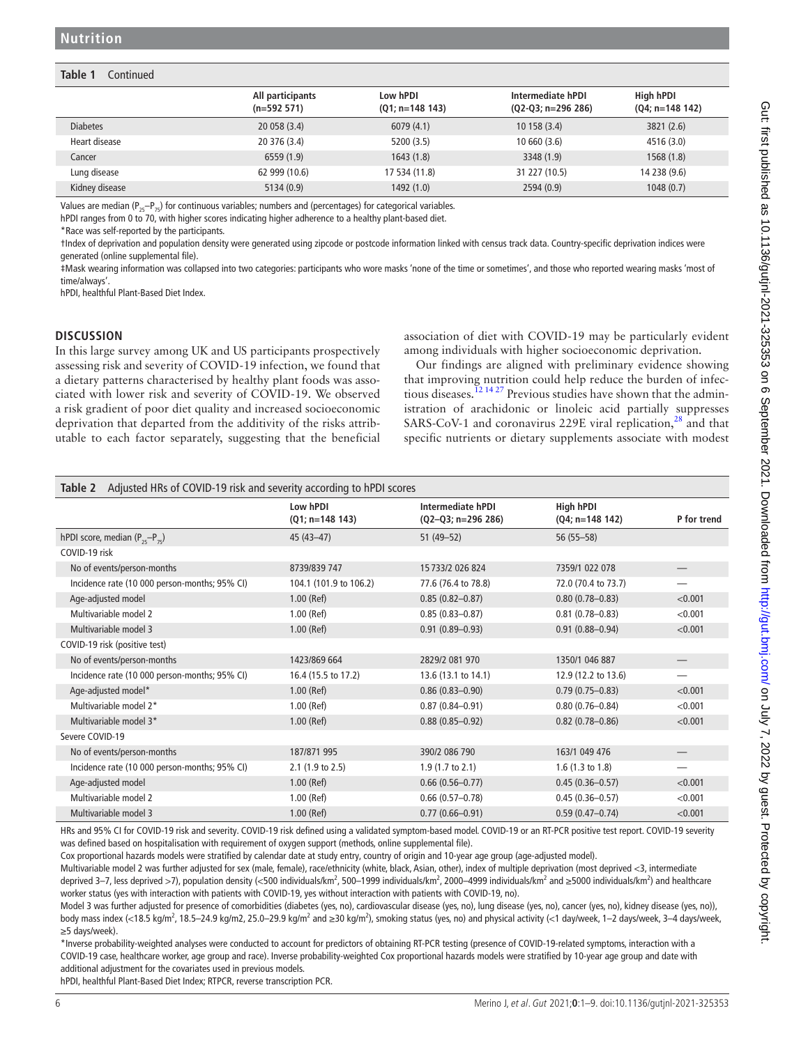**Table 1** Continued

| | All participants (n=592 571) | Low hPDI (Q1; n=148 143) | Intermediate hPDI (Q2-Q3; n=296 286) | High hPDI (Q4; n=148 142) |
|---|---|---|---|---|
| Diabetes | 20 058 (3.4) | 6079 (4.1) | 10 158 (3.4) | 3821 (2.6) |
| Heart disease | 20 376 (3.4) | 5200 (3.5) | 10 660 (3.6) | 4516 (3.0) |
| Cancer | 6559 (1.9) | 1643 (1.8) | 3348 (1.9) | 1568 (1.8) |
| Lung disease | 62 999 (10.6) | 17 534 (11.8) | 31 227 (10.5) | 14 238 (9.6) |
| Kidney disease | 5134 (0.9) | 1492 (1.0) | 2594 (0.9) | 1048 (0.7) |

Values are median ($P_{25}$–$P_{75}$) for continuous variables; numbers and (percentages) for categorical variables.
hPDI ranges from 0 to 70, with higher scores indicating higher adherence to a healthy plant-based diet.
*Race was self-reported by the participants.
†Index of deprivation and population density were generated using zipcode or postcode information linked with census track data. Country-specific deprivation indices were generated (online supplemental file).
‡Mask wearing information was collapsed into two categories: participants who wore masks 'none of the time or sometimes', and those who reported wearing masks 'most of time/always'.
hPDI, healthful Plant-Based Diet Index.

## DISCUSSION

In this large survey among UK and US participants prospectively assessing risk and severity of COVID-19 infection, we found that a dietary patterns characterised by healthy plant foods was associated with lower risk and severity of COVID-19. We observed a risk gradient of poor diet quality and increased socioeconomic deprivation that departed from the additivity of the risks attributable to each factor separately, suggesting that the beneficial association of diet with COVID-19 may be particularly evident among individuals with higher socioeconomic deprivation.

Our findings are aligned with preliminary evidence showing that improving nutrition could help reduce the burden of infectious diseases.[12 14 27] Previous studies have shown that the administration of arachidonic or linoleic acid partially suppresses SARS-CoV-1 and coronavirus 229E viral replication,[28] and that specific nutrients or dietary supplements associate with modest

**Table 2** Adjusted HRs of COVID-19 risk and severity according to hPDI scores

| | Low hPDI (Q1; n=148 143) | Intermediate hPDI (Q2–Q3; n=296 286) | High hPDI (Q4; n=148 142) | P for trend |
|---|---|---|---|---|
| hPDI score, median ($P_{25}$–$P_{75}$) | 45 (43–47) | 51 (49–52) | 56 (55–58) | |
| COVID-19 risk | | | | |
| No of events/person-months | 8739/839 747 | 15 733/2 026 824 | 7359/1 022 078 | — |
| Incidence rate (10 000 person-months; 95% CI) | 104.1 (101.9 to 106.2) | 77.6 (76.4 to 78.8) | 72.0 (70.4 to 73.7) | — |
| Age-adjusted model | 1.00 (Ref) | 0.85 (0.82–0.87) | 0.80 (0.78–0.83) | <0.001 |
| Multivariable model 2 | 1.00 (Ref) | 0.85 (0.83–0.87) | 0.81 (0.78–0.83) | <0.001 |
| Multivariable model 3 | 1.00 (Ref) | 0.91 (0.89–0.93) | 0.91 (0.88–0.94) | <0.001 |
| COVID-19 risk (positive test) | | | | |
| No of events/person-months | 1423/869 664 | 2829/2 081 970 | 1350/1 046 887 | — |
| Incidence rate (10 000 person-months; 95% CI) | 16.4 (15.5 to 17.2) | 13.6 (13.1 to 14.1) | 12.9 (12.2 to 13.6) | — |
| Age-adjusted model* | 1.00 (Ref) | 0.86 (0.83–0.90) | 0.79 (0.75–0.83) | <0.001 |
| Multivariable model 2* | 1.00 (Ref) | 0.87 (0.84–0.91) | 0.80 (0.76–0.84) | <0.001 |
| Multivariable model 3* | 1.00 (Ref) | 0.88 (0.85–0.92) | 0.82 (0.78–0.86) | <0.001 |
| Severe COVID-19 | | | | |
| No of events/person-months | 187/871 995 | 390/2 086 790 | 163/1 049 476 | — |
| Incidence rate (10 000 person-months; 95% CI) | 2.1 (1.9 to 2.5) | 1.9 (1.7 to 2.1) | 1.6 (1.3 to 1.8) | — |
| Age-adjusted model | 1.00 (Ref) | 0.66 (0.56–0.77) | 0.45 (0.36–0.57) | <0.001 |
| Multivariable model 2 | 1.00 (Ref) | 0.66 (0.57–0.78) | 0.45 (0.36–0.57) | <0.001 |
| Multivariable model 3 | 1.00 (Ref) | 0.77 (0.66–0.91) | 0.59 (0.47–0.74) | <0.001 |

HRs and 95% CI for COVID-19 risk and severity. COVID-19 risk defined using a validated symptom-based model. COVID-19 or an RT-PCR positive test report. COVID-19 severity was defined based on hospitalisation with requirement of oxygen support (methods, online supplemental file).
Cox proportional hazards models were stratified by calendar date at study entry, country of origin and 10-year age group (age-adjusted model).
Multivariable model 2 was further adjusted for sex (male, female), race/ethnicity (white, black, Asian, other), index of multiple deprivation (most deprived <3, intermediate deprived 3–7, less deprived >7), population density (<500 individuals/km$^2$, 500–1999 individuals/km$^2$, 2000–4999 individuals/km$^2$ and ≥5000 individuals/km$^2$) and healthcare worker status (yes with interaction with patients with COVID-19, yes without interaction with patients with COVID-19, no).
Model 3 was further adjusted for presence of comorbidities (diabetes (yes, no), cardiovascular disease (yes, no), lung disease (yes, no), cancer (yes, no), kidney disease (yes, no)), body mass index (<18.5 kg/m$^2$, 18.5–24.9 kg/m2, 25.0–29.9 kg/m$^2$ and ≥30 kg/m$^2$), smoking status (yes, no) and physical activity (<1 day/week, 1–2 days/week, 3–4 days/week, ≥5 days/week).
*Inverse probability-weighted analyses were conducted to account for predictors of obtaining RT-PCR testing (presence of COVID-19-related symptoms, interaction with a COVID-19 case, healthcare worker, age group and race). Inverse probability-weighted Cox proportional hazards models were stratified by 10-year age group and date with additional adjustment for the covariates used in previous models.
hPDI, healthful Plant-Based Diet Index; RTPCR, reverse transcription PCR.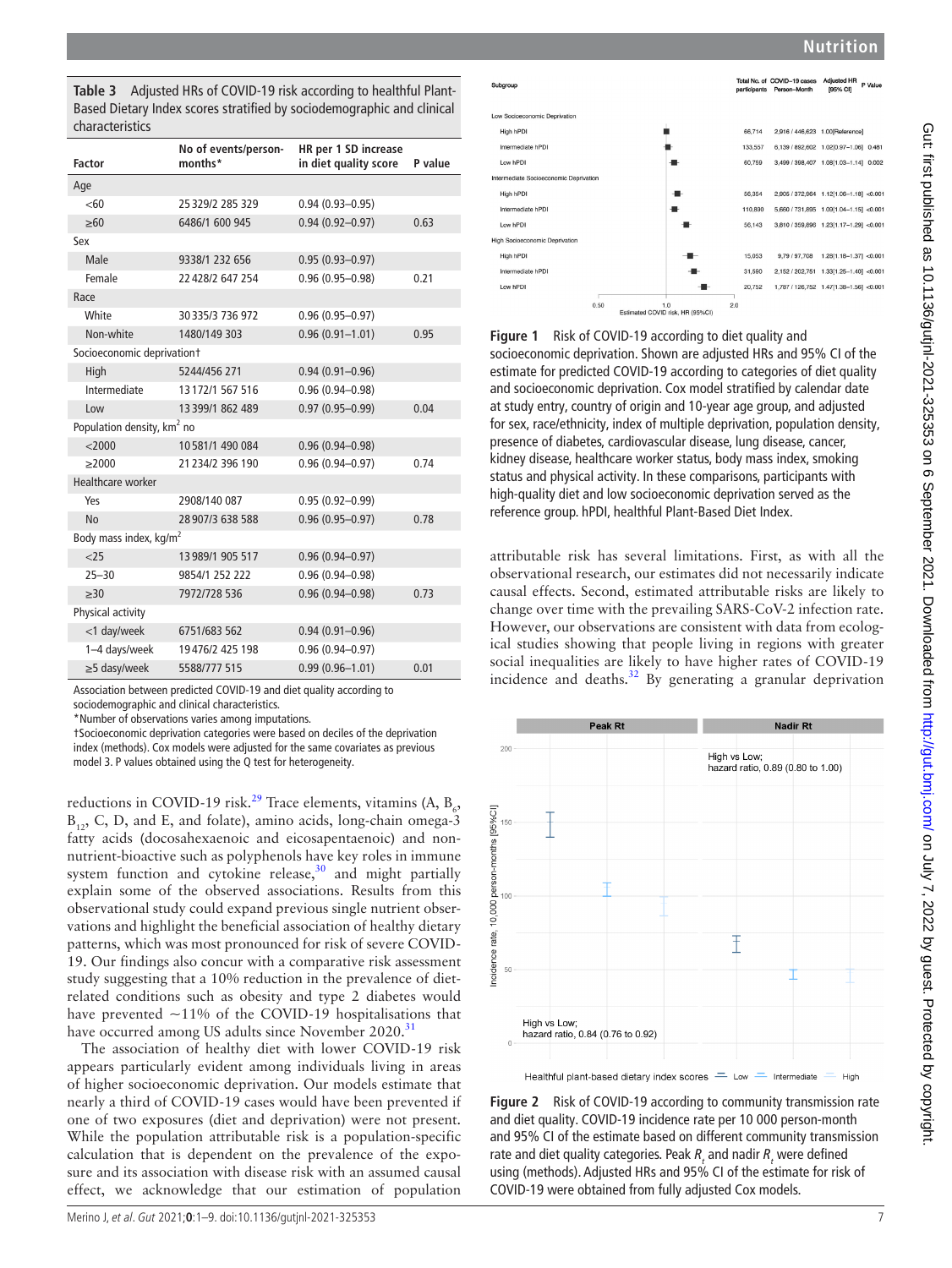**Table 3** Adjusted HRs of COVID-19 risk according to healthful Plant-Based Dietary Index scores stratified by sociodemographic and clinical characteristics

| Factor | No of events/person-months* | HR per 1 SD increase in diet quality score | P value |
|---|---|---|---|
| Age | | | |
| <60 | 25 329/2 285 329 | 0.94 (0.93–0.95) | |
| ≥60 | 6486/1 600 945 | 0.94 (0.92–0.97) | 0.63 |
| Sex | | | |
| Male | 9338/1 232 656 | 0.95 (0.93–0.97) | |
| Female | 22 428/2 647 254 | 0.96 (0.95–0.98) | 0.21 |
| Race | | | |
| White | 30 335/3 736 972 | 0.96 (0.95–0.97) | |
| Non-white | 1480/149 303 | 0.96 (0.91–1.01) | 0.95 |
| Socioeconomic deprivation† | | | |
| High | 5244/456 271 | 0.94 (0.91–0.96) | |
| Intermediate | 13 172/1 567 516 | 0.96 (0.94–0.98) | |
| Low | 13 399/1 862 489 | 0.97 (0.95–0.99) | 0.04 |
| Population density, km² no | | | |
| <2000 | 10 581/1 490 084 | 0.96 (0.94–0.98) | |
| ≥2000 | 21 234/2 396 190 | 0.96 (0.94–0.97) | 0.74 |
| Healthcare worker | | | |
| Yes | 2908/140 087 | 0.95 (0.92–0.99) | |
| No | 28 907/3 638 588 | 0.96 (0.95–0.97) | 0.78 |
| Body mass index, kg/m² | | | |
| <25 | 13 989/1 905 517 | 0.96 (0.94–0.97) | |
| 25–30 | 9854/1 252 222 | 0.96 (0.94–0.98) | |
| ≥30 | 7972/728 536 | 0.96 (0.94–0.98) | 0.73 |
| Physical activity | | | |
| <1 day/week | 6751/683 562 | 0.94 (0.91–0.96) | |
| 1–4 days/week | 19 476/2 425 198 | 0.96 (0.94–0.97) | |
| ≥5 dasy/week | 5588/777 515 | 0.99 (0.96–1.01) | 0.01 |

Association between predicted COVID-19 and diet quality according to sociodemographic and clinical characteristics.
*Number of observations varies among imputations.
†Socioeconomic deprivation categories were based on deciles of the deprivation index (methods). Cox models were adjusted for the same covariates as previous model 3. P values obtained using the Q test for heterogeneity.

reductions in COVID-19 risk.[29] Trace elements, vitamins (A, $B_6$, $B_{12}$, C, D, and E, and folate), amino acids, long-chain omega-3 fatty acids (docosahexaenoic and eicosapentaenoic) and non-nutrient-bioactive such as polyphenols have key roles in immune system function and cytokine release,[30] and might partially explain some of the observed associations. Results from this observational study could expand previous single nutrient observations and highlight the beneficial association of healthy dietary patterns, which was most pronounced for risk of severe COVID-19. Our findings also concur with a comparative risk assessment study suggesting that a 10% reduction in the prevalence of diet-related conditions such as obesity and type 2 diabetes would have prevented ~11% of the COVID-19 hospitalisations that have occurred among US adults since November 2020.[31]

The association of healthy diet with lower COVID-19 risk appears particularly evident among individuals living in areas of higher socioeconomic deprivation. Our models estimate that nearly a third of COVID-19 cases would have been prevented if one of two exposures (diet and deprivation) were not present. While the population attributable risk is a population-specific calculation that is dependent on the prevalence of the exposure and its association with disease risk with an assumed causal effect, we acknowledge that our estimation of population

| Subgroup | Total No. of participants | COVID-19 cases Person-Month | Adjusted HR [95% CI] | P Value |
|---|---|---|---|---|
| Low Socioeconomic Deprivation | | | | |
| High hPDI | 66,714 | 2,916 / 446,623 | 1.00[Reference] | |
| Intermediate hPDI | 133,557 | 6,139 / 892,602 | 1.02[0.97–1.06] | 0.481 |
| Low hPDI | 60,759 | 3,499 / 398,407 | 1.08[1.03–1.14] | 0.002 |
| Intermediate Socioeconomic Deprivation | | | | |
| High hPDI | 56,354 | 2,906 / 372,964 | 1.12[1.06–1.18] | <0.001 |
| Intermediate hPDI | 110,890 | 5,660 / 731,895 | 1.09[1.04–1.15] | <0.001 |
| Low hPDI | 56,143 | 3,810 / 359,690 | 1.23[1.17–1.29] | <0.001 |
| High Socioeconomic Deprivation | | | | |
| High hPDI | 15,053 | 979 / 97,708 | 1.28[1.18–1.37] | <0.001 |
| Intermediate hPDI | 31,590 | 2,152 / 202,751 | 1.33[1.25–1.40] | <0.001 |
| Low hPDI | 20,752 | 1,787 / 126,752 | 1.47[1.38–1.56] | <0.001 |

**Figure 1** Risk of COVID-19 according to diet quality and socioeconomic deprivation. Shown are adjusted HRs and 95% CI of the estimate for predicted COVID-19 according to categories of diet quality and socioeconomic deprivation. Cox model stratified by calendar date at study entry, country of origin and 10-year age group, and adjusted for sex, race/ethnicity, index of multiple deprivation, population density, presence of diabetes, cardiovascular disease, lung disease, cancer, kidney disease, healthcare worker status, body mass index, smoking status and physical activity. In these comparisons, participants with high-quality diet and low socioeconomic deprivation served as the reference group. hPDI, healthful Plant-Based Diet Index.

attributable risk has several limitations. First, as with all the observational research, our estimates did not necessarily indicate causal effects. Second, estimated attributable risks are likely to change over time with the prevailing SARS-CoV-2 infection rate. However, our observations are consistent with data from ecological studies showing that people living in regions with greater social inequalities are likely to have higher rates of COVID-19 incidence and deaths.[32] By generating a granular deprivation

**Figure 2** Risk of COVID-19 according to community transmission rate and diet quality. COVID-19 incidence rate per 10 000 person-month and 95% CI of the estimate based on different community transmission rate and diet quality categories. Peak $R_t$ and nadir $R_t$ were defined using (methods). Adjusted HRs and 95% CI of the estimate for risk of COVID-19 were obtained from fully adjusted Cox models.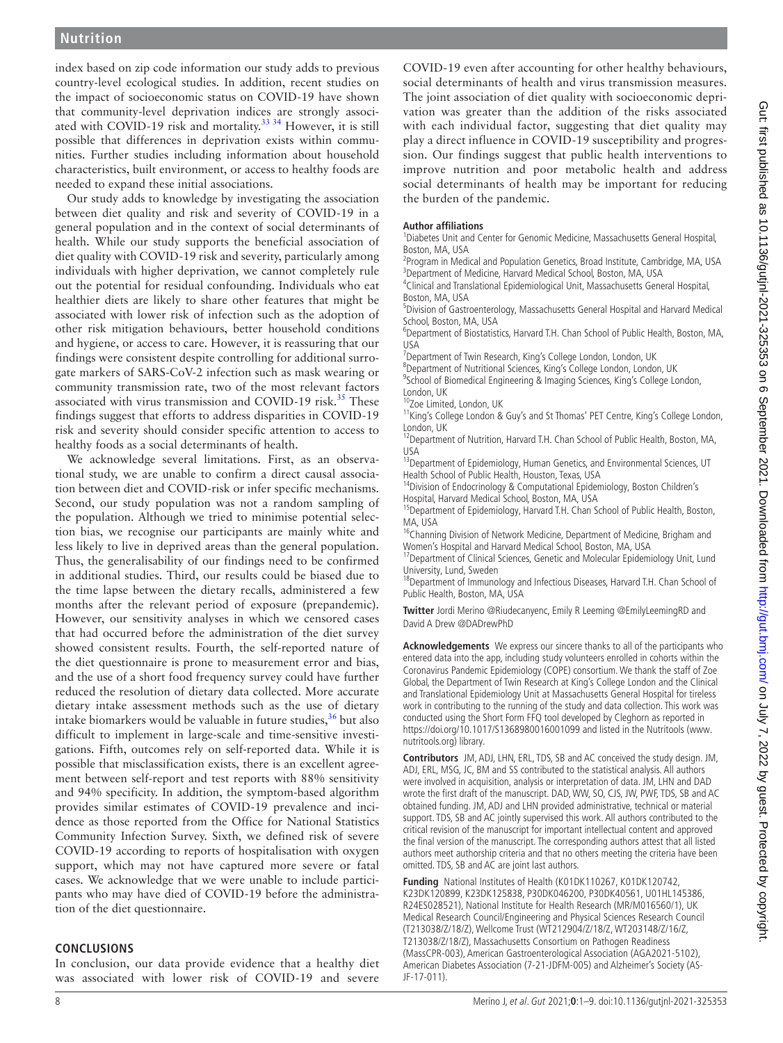index based on zip code information our study adds to previous country-level ecological studies. In addition, recent studies on the impact of socioeconomic status on COVID-19 have shown that community-level deprivation indices are strongly associated with COVID-19 risk and mortality.[33 34] However, it is still possible that differences in deprivation exists within communities. Further studies including information about household characteristics, built environment, or access to healthy foods are needed to expand these initial associations.

Our study adds to knowledge by investigating the association between diet quality and risk and severity of COVID-19 in a general population and in the context of social determinants of health. While our study supports the beneficial association of diet quality with COVID-19 risk and severity, particularly among individuals with higher deprivation, we cannot completely rule out the potential for residual confounding. Individuals who eat healthier diets are likely to share other features that might be associated with lower risk of infection such as the adoption of other risk mitigation behaviours, better household conditions and hygiene, or access to care. However, it is reassuring that our findings were consistent despite controlling for additional surrogate markers of SARS-CoV-2 infection such as mask wearing or community transmission rate, two of the most relevant factors associated with virus transmission and COVID-19 risk.[35] These findings suggest that efforts to address disparities in COVID-19 risk and severity should consider specific attention to access to healthy foods as a social determinants of health.

We acknowledge several limitations. First, as an observational study, we are unable to confirm a direct causal association between diet and COVID-risk or infer specific mechanisms. Second, our study population was not a random sampling of the population. Although we tried to minimise potential selection bias, we recognise our participants are mainly white and less likely to live in deprived areas than the general population. Thus, the generalisability of our findings need to be confirmed in additional studies. Third, our results could be biased due to the time lapse between the dietary recalls, administered a few months after the relevant period of exposure (prepandemic). However, our sensitivity analyses in which we censored cases that had occurred before the administration of the diet survey showed consistent results. Fourth, the self-reported nature of the diet questionnaire is prone to measurement error and bias, and the use of a short food frequency survey could have further reduced the resolution of dietary data collected. More accurate dietary intake assessment methods such as the use of dietary intake biomarkers would be valuable in future studies,[36] but also difficult to implement in large-scale and time-sensitive investigations. Fifth, outcomes rely on self-reported data. While it is possible that misclassification exists, there is an excellent agreement between self-report and test reports with 88% sensitivity and 94% specificity. In addition, the symptom-based algorithm provides similar estimates of COVID-19 prevalence and incidence as those reported from the Office for National Statistics Community Infection Survey. Sixth, we defined risk of severe COVID-19 according to reports of hospitalisation with oxygen support, which may not have captured more severe or fatal cases. We acknowledge that we were unable to include participants who may have died of COVID-19 before the administration of the diet questionnaire.

## CONCLUSIONS

In conclusion, our data provide evidence that a healthy diet was associated with lower risk of COVID-19 and severe COVID-19 even after accounting for other healthy behaviours, social determinants of health and virus transmission measures. The joint association of diet quality with socioeconomic deprivation was greater than the addition of the risks associated with each individual factor, suggesting that diet quality may play a direct influence in COVID-19 susceptibility and progression. Our findings suggest that public health interventions to improve nutrition and poor metabolic health and address social determinants of health may be important for reducing the burden of the pandemic.

**Author affiliations**

[1]Diabetes Unit and Center for Genomic Medicine, Massachusetts General Hospital, Boston, MA, USA
[2]Program in Medical and Population Genetics, Broad Institute, Cambridge, MA, USA
[3]Department of Medicine, Harvard Medical School, Boston, MA, USA
[4]Clinical and Translational Epidemiological Unit, Massachusetts General Hospital, Boston, MA, USA
[5]Division of Gastroenterology, Massachusetts General Hospital and Harvard Medical School, Boston, MA, USA
[6]Department of Biostatistics, Harvard T.H. Chan School of Public Health, Boston, MA, USA
[7]Department of Twin Research, King's College London, London, UK
[8]Department of Nutritional Sciences, King's College London, London, UK
[9]School of Biomedical Engineering & Imaging Sciences, King's College London, London, UK
[10]Zoe Limited, London, UK
[11]King's College London & Guy's and St Thomas' PET Centre, King's College London, London, UK
[12]Department of Nutrition, Harvard T.H. Chan School of Public Health, Boston, MA, USA
[13]Department of Epidemiology, Human Genetics, and Environmental Sciences, UT Health School of Public Health, Houston, Texas, USA
[14]Division of Endocrinology & Computational Epidemiology, Boston Children's Hospital, Harvard Medical School, Boston, MA, USA
[15]Department of Epidemiology, Harvard T.H. Chan School of Public Health, Boston, MA, USA
[16]Channing Division of Network Medicine, Department of Medicine, Brigham and Women's Hospital and Harvard Medical School, Boston, MA, USA
[17]Department of Clinical Sciences, Genetic and Molecular Epidemiology Unit, Lund University, Lund, Sweden
[18]Department of Immunology and Infectious Diseases, Harvard T.H. Chan School of Public Health, Boston, MA, USA

**Twitter** Jordi Merino @Riudecanyenc, Emily R Leeming @EmilyLeemingRD and David A Drew @DADrewPhD

**Acknowledgements** We express our sincere thanks to all of the participants who entered data into the app, including study volunteers enrolled in cohorts within the Coronavirus Pandemic Epidemiology (COPE) consortium. We thank the staff of Zoe Global, the Department of Twin Research at King's College London and the Clinical and Translational Epidemiology Unit at Massachusetts General Hospital for tireless work in contributing to the running of the study and data collection. This work was conducted using the Short Form FFQ tool developed by Cleghorn as reported in https://doi.org/10.1017/S1368980016001099 and listed in the Nutritools (www.nutritools.org) library.

**Contributors** JM, ADJ, LHN, ERL, TDS, SB and AC conceived the study design. JM, ADJ, ERL, MSG, JC, BM and SS contributed to the statistical analysis. All authors were involved in acquisition, analysis or interpretation of data. JM, LHN and DAD wrote the first draft of the manuscript. DAD, WW, SO, CJS, JW, PWF, TDS, SB and AC obtained funding. JM, ADJ and LHN provided administrative, technical or material support. TDS, SB and AC jointly supervised this work. All authors contributed to the critical revision of the manuscript for important intellectual content and approved the final version of the manuscript. The corresponding authors attest that all listed authors meet authorship criteria and that no others meeting the criteria have been omitted. TDS, SB and AC are joint last authors.

**Funding** National Institutes of Health (K01DK110267, K01DK120742, K23DK120899, K23DK125838, P30DK046200, P30DK40561, U01HL145386, R24ES028521), National Institute for Health Research (MR/M016560/1), UK Medical Research Council/Engineering and Physical Sciences Research Council (T213038/Z/18/Z), Wellcome Trust (WT212904/Z/18/Z, WT203148/Z/16/Z, T213038/Z/18/Z), Massachusetts Consortium on Pathogen Readiness (MassCPR-003), American Gastroenterological Association (AGA2021-5102), American Diabetes Association (7-21-JDFM-005) and Alzheimer's Society (AS-JF-17-011).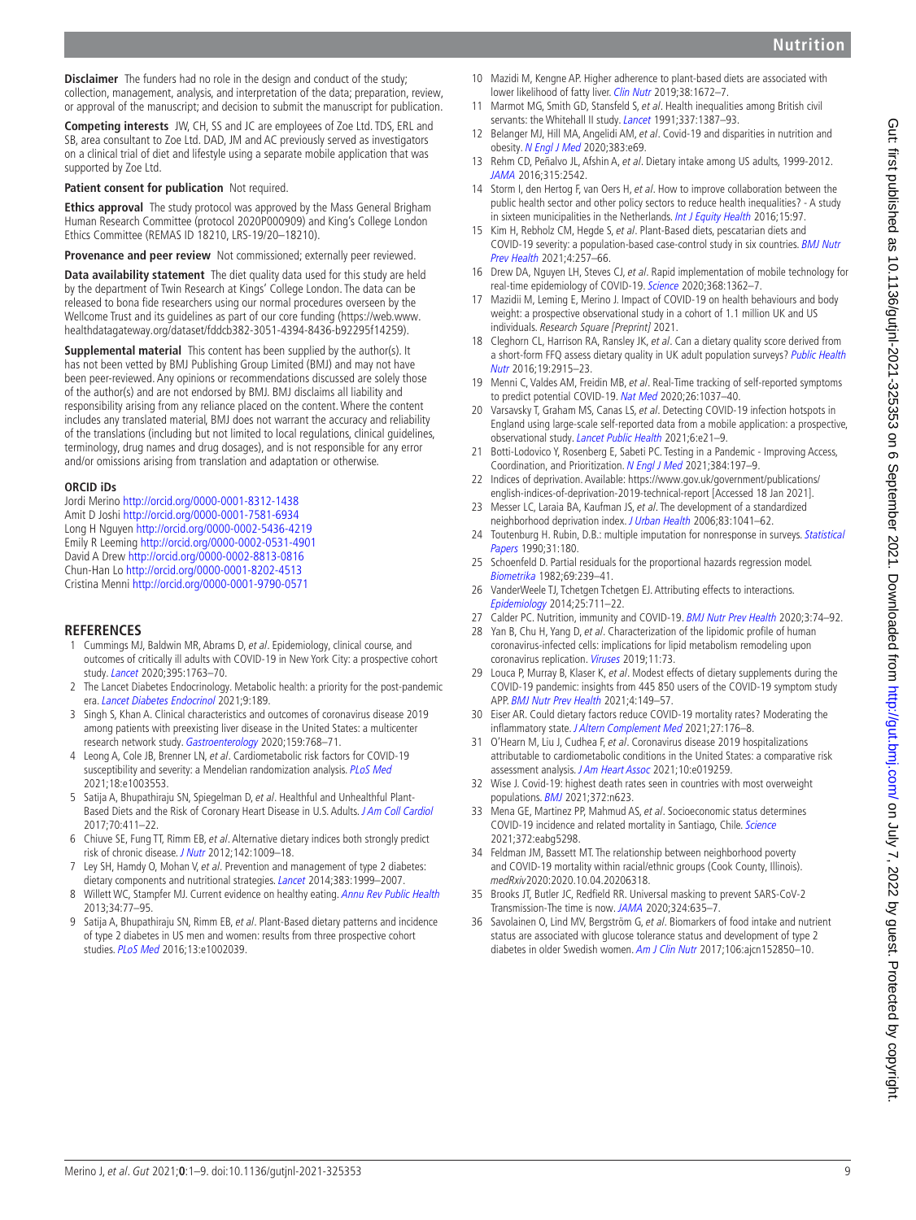**Disclaimer** The funders had no role in the design and conduct of the study; collection, management, analysis, and interpretation of the data; preparation, review, or approval of the manuscript; and decision to submit the manuscript for publication.

**Competing interests** JW, CH, SS and JC are employees of Zoe Ltd. TDS, ERL and SB, area consultant to Zoe Ltd. DAD, JM and AC previously served as investigators on a clinical trial of diet and lifestyle using a separate mobile application that was supported by Zoe Ltd.

**Patient consent for publication** Not required.

**Ethics approval** The study protocol was approved by the Mass General Brigham Human Research Committee (protocol 2020P000909) and King's College London Ethics Committee (REMAS ID 18210, LRS-19/20–18210).

**Provenance and peer review** Not commissioned; externally peer reviewed.

**Data availability statement** The diet quality data used for this study are held by the department of Twin Research at Kings' College London. The data can be released to bona fide researchers using our normal procedures overseen by the Wellcome Trust and its guidelines as part of our core funding (https://web.www.healthdatagateway.org/dataset/fddcb382-3051-4394-8436-b92295f14259).

**Supplemental material** This content has been supplied by the author(s). It has not been vetted by BMJ Publishing Group Limited (BMJ) and may not have been peer-reviewed. Any opinions or recommendations discussed are solely those of the author(s) and are not endorsed by BMJ. BMJ disclaims all liability and responsibility arising from any reliance placed on the content. Where the content includes any translated material, BMJ does not warrant the accuracy and reliability of the translations (including but not limited to local regulations, clinical guidelines, terminology, drug names and drug dosages), and is not responsible for any error and/or omissions arising from translation and adaptation or otherwise.

**ORCID iDs**

Jordi Merino http://orcid.org/0000-0001-8312-1438
Amit D Joshi http://orcid.org/0000-0001-7581-6934
Long H Nguyen http://orcid.org/0000-0002-5436-4219
Emily R Leeming http://orcid.org/0000-0002-0531-4901
David A Drew http://orcid.org/0000-0002-8813-0816
Chun-Han Lo http://orcid.org/0000-0001-8202-4513
Cristina Menni http://orcid.org/0000-0001-9790-0571

## REFERENCES

1. Cummings MJ, Baldwin MR, Abrams D, *et al*. Epidemiology, clinical course, and outcomes of critically ill adults with COVID-19 in New York City: a prospective cohort study. *Lancet* 2020;395:1763–70.
2. The Lancet Diabetes Endocrinology. Metabolic health: a priority for the post-pandemic era. *Lancet Diabetes Endocrinol* 2021;9:189.
3. Singh S, Khan A. Clinical characteristics and outcomes of coronavirus disease 2019 among patients with preexisting liver disease in the United States: a multicenter research network study. *Gastroenterology* 2020;159:768–71.
4. Leong A, Cole JB, Brenner LN, *et al*. Cardiometabolic risk factors for COVID-19 susceptibility and severity: a Mendelian randomization analysis. *PLoS Med* 2021;18:e1003553.
5. Satija A, Bhupathiraju SN, Spiegelman D, *et al*. Healthful and Unhealthful Plant-Based Diets and the Risk of Coronary Heart Disease in U.S. Adults. *J Am Coll Cardiol* 2017;70:411–22.
6. Chiuve SE, Fung TT, Rimm EB, *et al*. Alternative dietary indices both strongly predict risk of chronic disease. *J Nutr* 2012;142:1009–18.
7. Ley SH, Hamdy O, Mohan V, *et al*. Prevention and management of type 2 diabetes: dietary components and nutritional strategies. *Lancet* 2014;383:1999–2007.
8. Willett WC, Stampfer MJ. Current evidence on healthy eating. *Annu Rev Public Health* 2013;34:77–95.
9. Satija A, Bhupathiraju SN, Rimm EB, *et al*. Plant-Based dietary patterns and incidence of type 2 diabetes in US men and women: results from three prospective cohort studies. *PLoS Med* 2016;13:e1002039.
10. Mazidi M, Kengne AP. Higher adherence to plant-based diets are associated with lower likelihood of fatty liver. *Clin Nutr* 2019;38:1672–7.
11. Marmot MG, Smith GD, Stansfeld S, *et al*. Health inequalities among British civil servants: the Whitehall II study. *Lancet* 1991;337:1387–93.
12. Belanger MJ, Hill MA, Angelidi AM, *et al*. Covid-19 and disparities in nutrition and obesity. *N Engl J Med* 2020;383:e69.
13. Rehm CD, Peñalvo JL, Afshin A, *et al*. Dietary intake among US adults, 1999-2012. *JAMA* 2016;315:2542.
14. Storm I, den Hertog F, van Oers H, *et al*. How to improve collaboration between the public health sector and other policy sectors to reduce health inequalities? - A study in sixteen municipalities in the Netherlands. *Int J Equity Health* 2016;15:97.
15. Kim H, Rebholz CM, Hegde S, *et al*. Plant-Based diets, pescatarian diets and COVID-19 severity: a population-based case-control study in six countries. *BMJ Nutr Prev Health* 2021;4:257–66.
16. Drew DA, Nguyen LH, Steves CJ, *et al*. Rapid implementation of mobile technology for real-time epidemiology of COVID-19. *Science* 2020;368:1362–7.
17. Mazidii M, Leming E, Merino J. Impact of COVID-19 on health behaviours and body weight: a prospective observational study in a cohort of 1.1 million UK and US individuals. *Research Square [Preprint]* 2021.
18. Cleghorn CL, Harrison RA, Ransley JK, *et al*. Can a dietary quality score derived from a short-form FFQ assess dietary quality in UK adult population surveys? *Public Health Nutr* 2016;19:2915–23.
19. Menni C, Valdes AM, Freidin MB, *et al*. Real-Time tracking of self-reported symptoms to predict potential COVID-19. *Nat Med* 2020;26:1037–40.
20. Varsavsky T, Graham MS, Canas LS, *et al*. Detecting COVID-19 infection hotspots in England using large-scale self-reported data from a mobile application: a prospective, observational study. *Lancet Public Health* 2021;6:e21–9.
21. Botti-Lodovico Y, Rosenberg E, Sabeti PC. Testing in a Pandemic - Improving Access, Coordination, and Prioritization. *N Engl J Med* 2021;384:197–9.
22. Indices of deprivation. Available: https://www.gov.uk/government/publications/english-indices-of-deprivation-2019-technical-report [Accessed 18 Jan 2021].
23. Messer LC, Laraia BA, Kaufman JS, *et al*. The development of a standardized neighborhood deprivation index. *J Urban Health* 2006;83:1041–62.
24. Toutenburg H. Rubin, D.B.: multiple imputation for nonresponse in surveys. *Statistical Papers* 1990;31:180.
25. Schoenfeld D. Partial residuals for the proportional hazards regression model. *Biometrika* 1982;69:239–41.
26. VanderWeele TJ, Tchetgen Tchetgen EJ. Attributing effects to interactions. *Epidemiology* 2014;25:711–22.
27. Calder PC. Nutrition, immunity and COVID-19. *BMJ Nutr Prev Health* 2020;3:74–92.
28. Yan B, Chu H, Yang D, *et al*. Characterization of the lipidomic profile of human coronavirus-infected cells: implications for lipid metabolism remodeling upon coronavirus replication. *Viruses* 2019;11:73.
29. Louca P, Murray B, Klaser K, *et al*. Modest effects of dietary supplements during the COVID-19 pandemic: insights from 445 850 users of the COVID-19 symptom study APP. *BMJ Nutr Prev Health* 2021;4:149–57.
30. Eiser AR. Could dietary factors reduce COVID-19 mortality rates? Moderating the inflammatory state. *J Altern Complement Med* 2021;27:176–8.
31. O'Hearn M, Liu J, Cudhea F, *et al*. Coronavirus disease 2019 hospitalizations attributable to cardiometabolic conditions in the United States: a comparative risk assessment analysis. *J Am Heart Assoc* 2021;10:e019259.
32. Wise J. Covid-19: highest death rates seen in countries with most overweight populations. *BMJ* 2021;372:n623.
33. Mena GE, Martinez PP, Mahmud AS, *et al*. Socioeconomic status determines COVID-19 incidence and related mortality in Santiago, Chile. *Science* 2021;372:eabg5298.
34. Feldman JM, Bassett MT. The relationship between neighborhood poverty and COVID-19 mortality within racial/ethnic groups (Cook County, Illinois). medRxiv 2020:2020.10.04.20206318.
35. Brooks JT, Butler JC, Redfield RR. Universal masking to prevent SARS-CoV-2 Transmission-The time is now. *JAMA* 2020;324:635–7.
36. Savolainen O, Lind MV, Bergström G, *et al*. Biomarkers of food intake and nutrient status are associated with glucose tolerance status and development of type 2 diabetes in older Swedish women. *Am J Clin Nutr* 2017;106:ajcn152850–10.